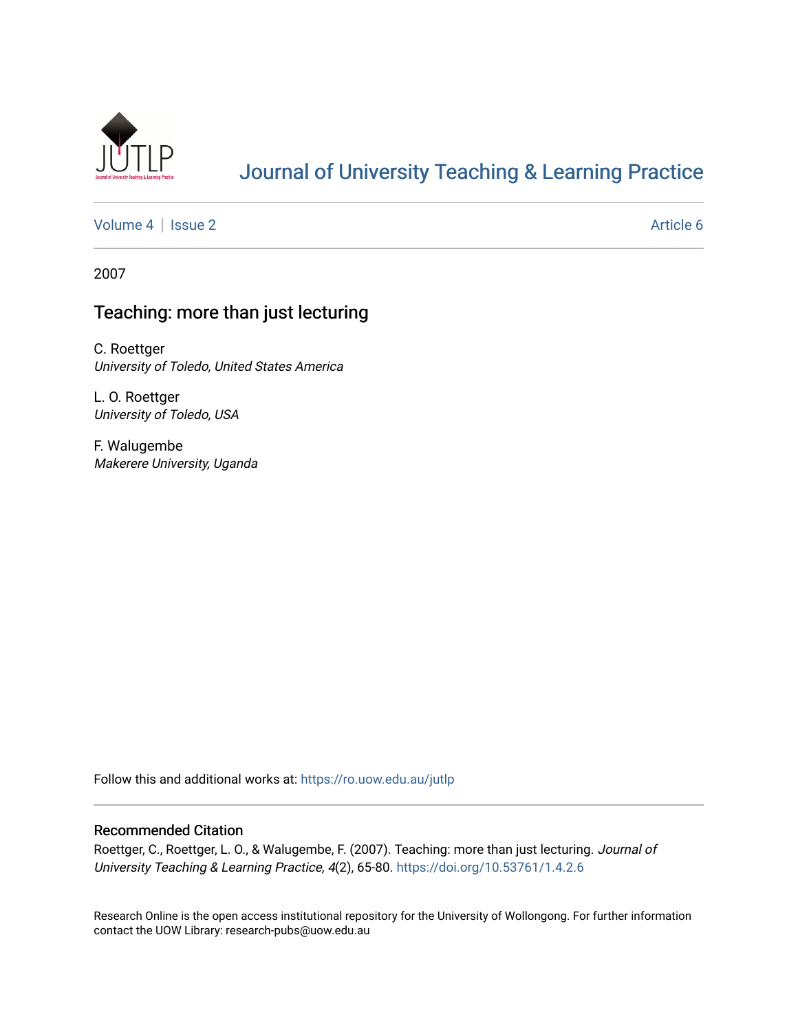# Journal of University Teaching & Learning Practice

Volume 4 | Issue 2 | Article 6

2007

## Teaching: more than just lecturing

C. Roettger
*University of Toledo, United States America*

L. O. Roettger
*University of Toledo, USA*

F. Walugembe
*Makerere University, Uganda*

Follow this and additional works at: https://ro.uow.edu.au/jutlp

### Recommended Citation

Roettger, C., Roettger, L. O., & Walugembe, F. (2007). Teaching: more than just lecturing. *Journal of University Teaching & Learning Practice, 4*(2), 65-80. https://doi.org/10.53761/1.4.2.6

Research Online is the open access institutional repository for the University of Wollongong. For further information contact the UOW Library: research-pubs@uow.edu.au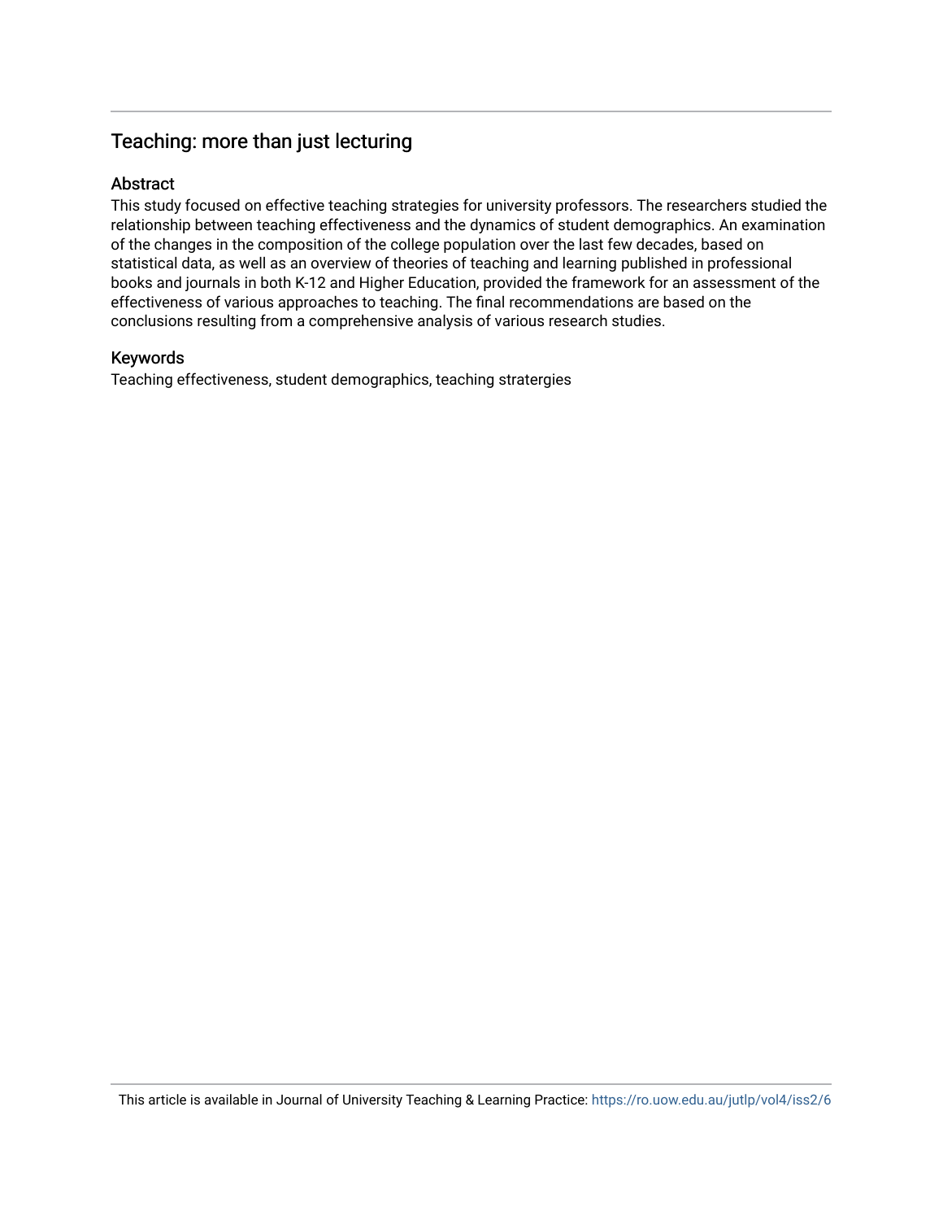# Teaching: more than just lecturing

## Abstract

This study focused on effective teaching strategies for university professors. The researchers studied the relationship between teaching effectiveness and the dynamics of student demographics. An examination of the changes in the composition of the college population over the last few decades, based on statistical data, as well as an overview of theories of teaching and learning published in professional books and journals in both K-12 and Higher Education, provided the framework for an assessment of the effectiveness of various approaches to teaching. The final recommendations are based on the conclusions resulting from a comprehensive analysis of various research studies.

## Keywords

Teaching effectiveness, student demographics, teaching stratergies

This article is available in Journal of University Teaching & Learning Practice: https://ro.uow.edu.au/jutlp/vol4/iss2/6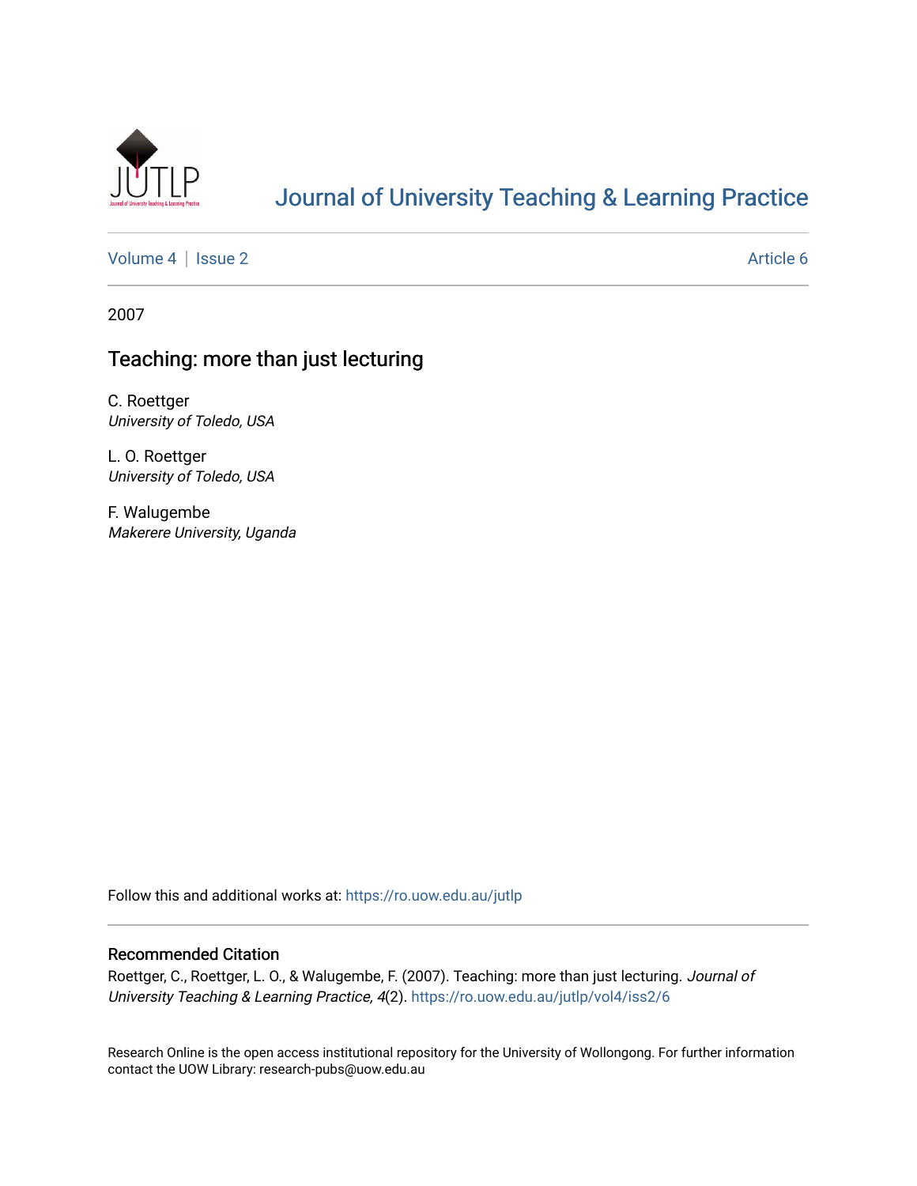# Journal of University Teaching & Learning Practice

Volume 4 | Issue 2 Article 6

2007

## Teaching: more than just lecturing

C. Roettger
*University of Toledo, USA*

L. O. Roettger
*University of Toledo, USA*

F. Walugembe
*Makerere University, Uganda*

Follow this and additional works at: https://ro.uow.edu.au/jutlp

### Recommended Citation

Roettger, C., Roettger, L. O., & Walugembe, F. (2007). Teaching: more than just lecturing. *Journal of University Teaching & Learning Practice, 4*(2). https://ro.uow.edu.au/jutlp/vol4/iss2/6

Research Online is the open access institutional repository for the University of Wollongong. For further information contact the UOW Library: research-pubs@uow.edu.au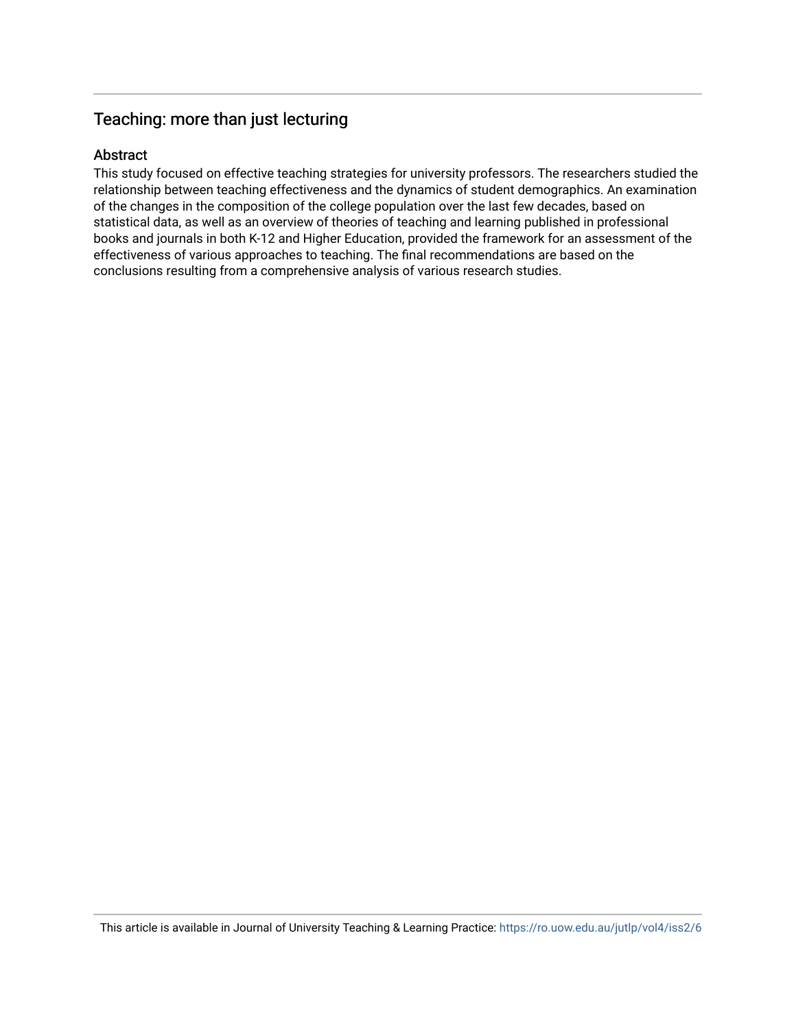# Teaching: more than just lecturing

## Abstract

This study focused on effective teaching strategies for university professors. The researchers studied the relationship between teaching effectiveness and the dynamics of student demographics. An examination of the changes in the composition of the college population over the last few decades, based on statistical data, as well as an overview of theories of teaching and learning published in professional books and journals in both K-12 and Higher Education, provided the framework for an assessment of the effectiveness of various approaches to teaching. The final recommendations are based on the conclusions resulting from a comprehensive analysis of various research studies.

This article is available in Journal of University Teaching & Learning Practice: https://ro.uow.edu.au/jutlp/vol4/iss2/6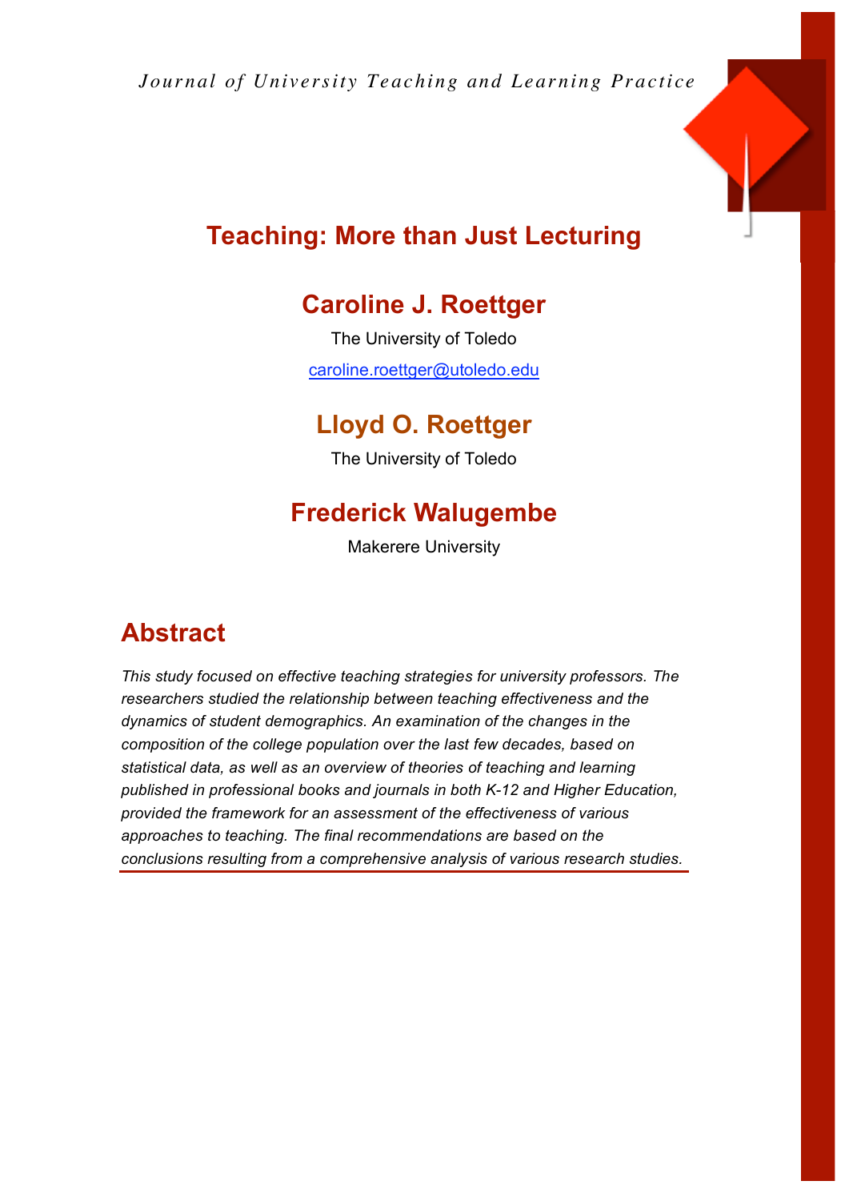# Teaching: More than Just Lecturing

## Caroline J. Roettger

The University of Toledo

caroline.roettger@utoledo.edu

## Lloyd O. Roettger

The University of Toledo

## Frederick Walugembe

Makerere University

## Abstract

*This study focused on effective teaching strategies for university professors. The researchers studied the relationship between teaching effectiveness and the dynamics of student demographics. An examination of the changes in the composition of the college population over the last few decades, based on statistical data, as well as an overview of theories of teaching and learning published in professional books and journals in both K-12 and Higher Education, provided the framework for an assessment of the effectiveness of various approaches to teaching. The final recommendations are based on the conclusions resulting from a comprehensive analysis of various research studies.*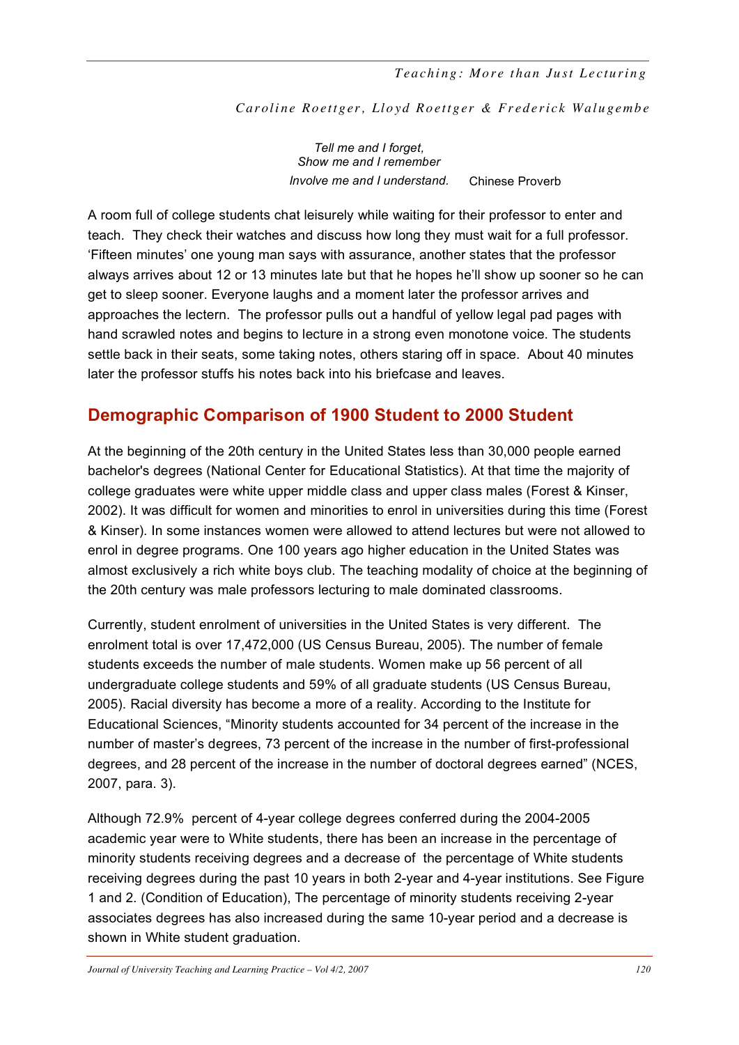Teaching: More than Just Lecturing

*Caroline Roettger, Lloyd Roettger & Frederick Walugembe*

> *Tell me and I forget,*
> *Show me and I remember*
> *Involve me and I understand.* Chinese Proverb

A room full of college students chat leisurely while waiting for their professor to enter and teach. They check their watches and discuss how long they must wait for a full professor. 'Fifteen minutes' one young man says with assurance, another states that the professor always arrives about 12 or 13 minutes late but that he hopes he'll show up sooner so he can get to sleep sooner. Everyone laughs and a moment later the professor arrives and approaches the lectern. The professor pulls out a handful of yellow legal pad pages with hand scrawled notes and begins to lecture in a strong even monotone voice. The students settle back in their seats, some taking notes, others staring off in space. About 40 minutes later the professor stuffs his notes back into his briefcase and leaves.

## Demographic Comparison of 1900 Student to 2000 Student

At the beginning of the 20th century in the United States less than 30,000 people earned bachelor's degrees (National Center for Educational Statistics). At that time the majority of college graduates were white upper middle class and upper class males (Forest & Kinser, 2002). It was difficult for women and minorities to enrol in universities during this time (Forest & Kinser). In some instances women were allowed to attend lectures but were not allowed to enrol in degree programs. One 100 years ago higher education in the United States was almost exclusively a rich white boys club. The teaching modality of choice at the beginning of the 20th century was male professors lecturing to male dominated classrooms.

Currently, student enrolment of universities in the United States is very different. The enrolment total is over 17,472,000 (US Census Bureau, 2005). The number of female students exceeds the number of male students. Women make up 56 percent of all undergraduate college students and 59% of all graduate students (US Census Bureau, 2005). Racial diversity has become a more of a reality. According to the Institute for Educational Sciences, "Minority students accounted for 34 percent of the increase in the number of master's degrees, 73 percent of the increase in the number of first-professional degrees, and 28 percent of the increase in the number of doctoral degrees earned" (NCES, 2007, para. 3).

Although 72.9% percent of 4-year college degrees conferred during the 2004-2005 academic year were to White students, there has been an increase in the percentage of minority students receiving degrees and a decrease of the percentage of White students receiving degrees during the past 10 years in both 2-year and 4-year institutions. See Figure 1 and 2. (Condition of Education), The percentage of minority students receiving 2-year associates degrees has also increased during the same 10-year period and a decrease is shown in White student graduation.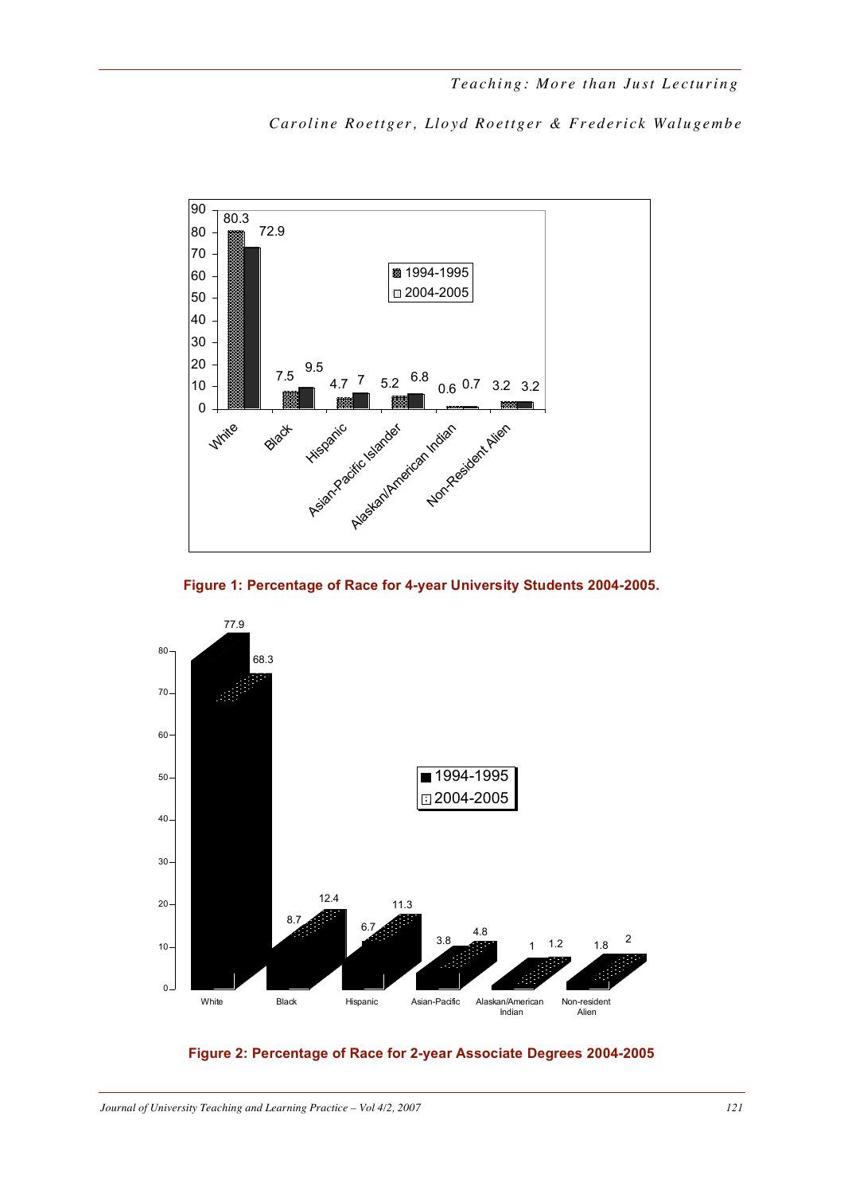| | 1994-1995 | 2004-2005 |
|---|---|---|
| White | 80.3 | 72.9 |
| Black | 7.5 | 9.5 |
| Hispanic | 4.7 | 7 |
| Asian-Pacific Islander | 5.2 | 6.8 |
| Alaskan/American Indian | 0.6 | 0.7 |
| Non-Resident Alien | 3.2 | 3.2 |

**Figure 1: Percentage of Race for 4-year University Students 2004-2005.**

| | 1994-1995 | 2004-2005 |
|---|---|---|
| White | 77.9 | 68.3 |
| Black | 8.7 | 12.4 |
| Hispanic | 6.7 | 11.3 |
| Asian-Pacific | 3.8 | 4.8 |
| Alaskan/American Indian | 1 | 1.2 |
| Non-resident Alien | 1.8 | 2 |

**Figure 2: Percentage of Race for 2-year Associate Degrees 2004-2005**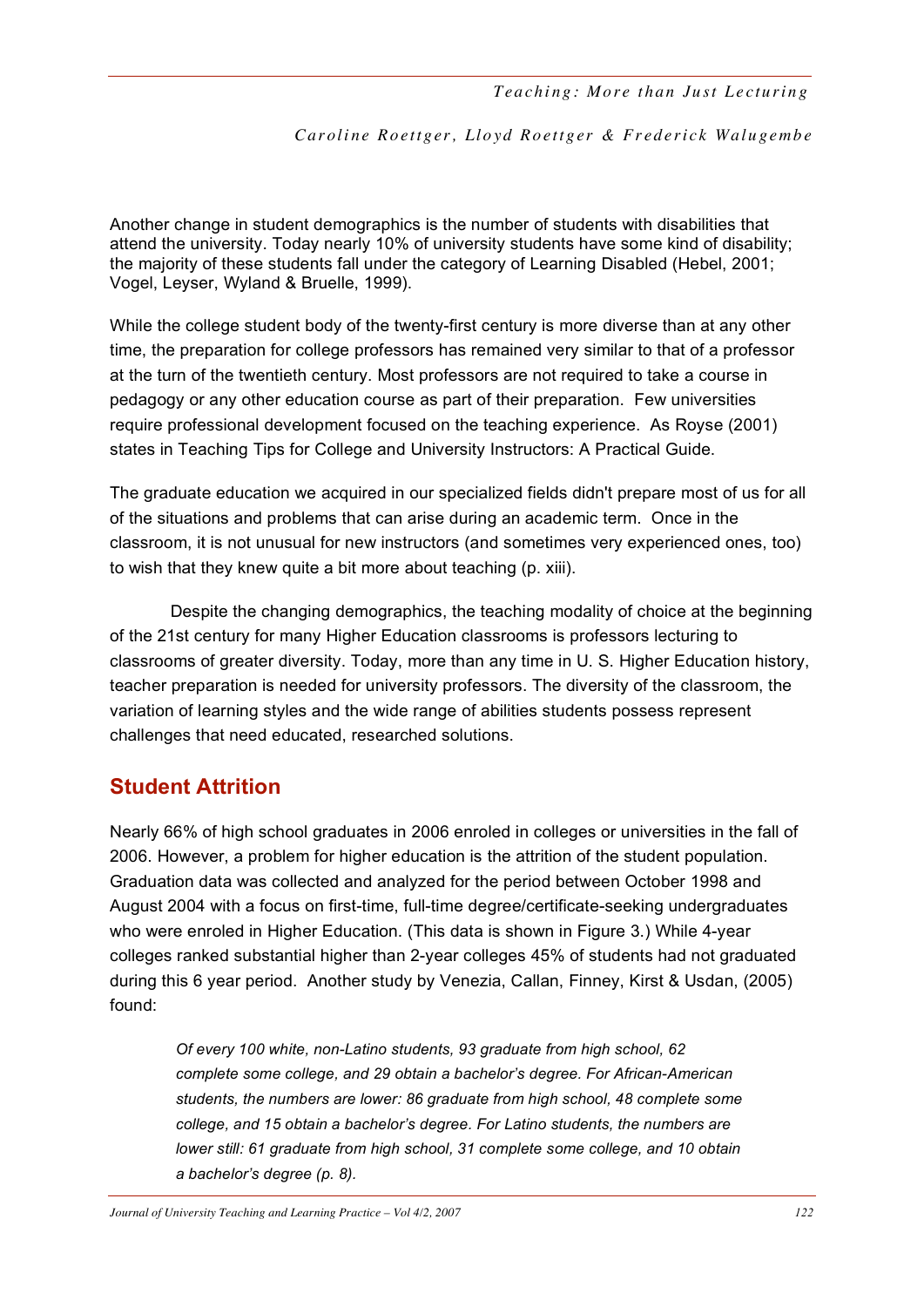Another change in student demographics is the number of students with disabilities that attend the university. Today nearly 10% of university students have some kind of disability; the majority of these students fall under the category of Learning Disabled (Hebel, 2001; Vogel, Leyser, Wyland & Bruelle, 1999).

While the college student body of the twenty-first century is more diverse than at any other time, the preparation for college professors has remained very similar to that of a professor at the turn of the twentieth century. Most professors are not required to take a course in pedagogy or any other education course as part of their preparation. Few universities require professional development focused on the teaching experience. As Royse (2001) states in Teaching Tips for College and University Instructors: A Practical Guide.

The graduate education we acquired in our specialized fields didn't prepare most of us for all of the situations and problems that can arise during an academic term. Once in the classroom, it is not unusual for new instructors (and sometimes very experienced ones, too) to wish that they knew quite a bit more about teaching (p. xiii).

Despite the changing demographics, the teaching modality of choice at the beginning of the 21st century for many Higher Education classrooms is professors lecturing to classrooms of greater diversity. Today, more than any time in U. S. Higher Education history, teacher preparation is needed for university professors. The diversity of the classroom, the variation of learning styles and the wide range of abilities students possess represent challenges that need educated, researched solutions.

## Student Attrition

Nearly 66% of high school graduates in 2006 enroled in colleges or universities in the fall of 2006. However, a problem for higher education is the attrition of the student population. Graduation data was collected and analyzed for the period between October 1998 and August 2004 with a focus on first-time, full-time degree/certificate-seeking undergraduates who were enroled in Higher Education. (This data is shown in Figure 3.) While 4-year colleges ranked substantial higher than 2-year colleges 45% of students had not graduated during this 6 year period. Another study by Venezia, Callan, Finney, Kirst & Usdan, (2005) found:

> *Of every 100 white, non-Latino students, 93 graduate from high school, 62 complete some college, and 29 obtain a bachelor's degree. For African-American students, the numbers are lower: 86 graduate from high school, 48 complete some college, and 15 obtain a bachelor's degree. For Latino students, the numbers are lower still: 61 graduate from high school, 31 complete some college, and 10 obtain a bachelor's degree (p. 8).*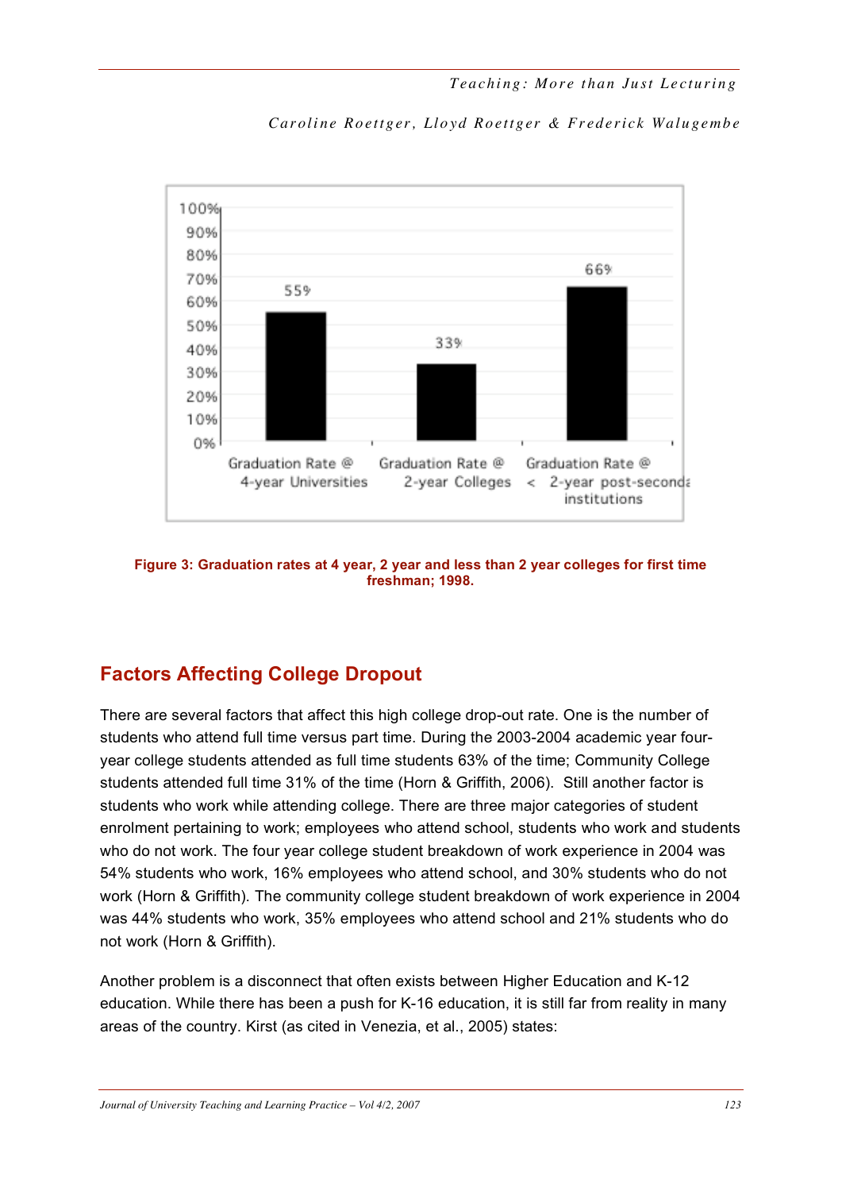Figure 3: Graduation rates at 4 year, 2 year and less than 2 year colleges for first time freshman; 1998.

## Factors Affecting College Dropout

There are several factors that affect this high college drop-out rate. One is the number of students who attend full time versus part time. During the 2003-2004 academic year four-year college students attended as full time students 63% of the time; Community College students attended full time 31% of the time (Horn & Griffith, 2006). Still another factor is students who work while attending college. There are three major categories of student enrolment pertaining to work; employees who attend school, students who work and students who do not work. The four year college student breakdown of work experience in 2004 was 54% students who work, 16% employees who attend school, and 30% students who do not work (Horn & Griffith). The community college student breakdown of work experience in 2004 was 44% students who work, 35% employees who attend school and 21% students who do not work (Horn & Griffith).

Another problem is a disconnect that often exists between Higher Education and K-12 education. While there has been a push for K-16 education, it is still far from reality in many areas of the country. Kirst (as cited in Venezia, et al., 2005) states: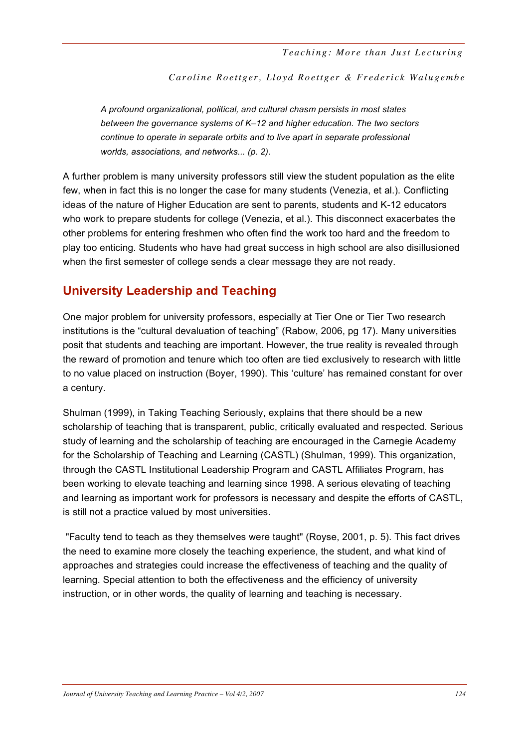> *A profound organizational, political, and cultural chasm persists in most states between the governance systems of K–12 and higher education. The two sectors continue to operate in separate orbits and to live apart in separate professional worlds, associations, and networks... (p. 2).*

A further problem is many university professors still view the student population as the elite few, when in fact this is no longer the case for many students (Venezia, et al.). Conflicting ideas of the nature of Higher Education are sent to parents, students and K-12 educators who work to prepare students for college (Venezia, et al.). This disconnect exacerbates the other problems for entering freshmen who often find the work too hard and the freedom to play too enticing. Students who have had great success in high school are also disillusioned when the first semester of college sends a clear message they are not ready.

## University Leadership and Teaching

One major problem for university professors, especially at Tier One or Tier Two research institutions is the "cultural devaluation of teaching" (Rabow, 2006, pg 17). Many universities posit that students and teaching are important. However, the true reality is revealed through the reward of promotion and tenure which too often are tied exclusively to research with little to no value placed on instruction (Boyer, 1990). This 'culture' has remained constant for over a century.

Shulman (1999), in Taking Teaching Seriously, explains that there should be a new scholarship of teaching that is transparent, public, critically evaluated and respected. Serious study of learning and the scholarship of teaching are encouraged in the Carnegie Academy for the Scholarship of Teaching and Learning (CASTL) (Shulman, 1999). This organization, through the CASTL Institutional Leadership Program and CASTL Affiliates Program, has been working to elevate teaching and learning since 1998. A serious elevating of teaching and learning as important work for professors is necessary and despite the efforts of CASTL, is still not a practice valued by most universities.

"Faculty tend to teach as they themselves were taught" (Royse, 2001, p. 5). This fact drives the need to examine more closely the teaching experience, the student, and what kind of approaches and strategies could increase the effectiveness of teaching and the quality of learning. Special attention to both the effectiveness and the efficiency of university instruction, or in other words, the quality of learning and teaching is necessary.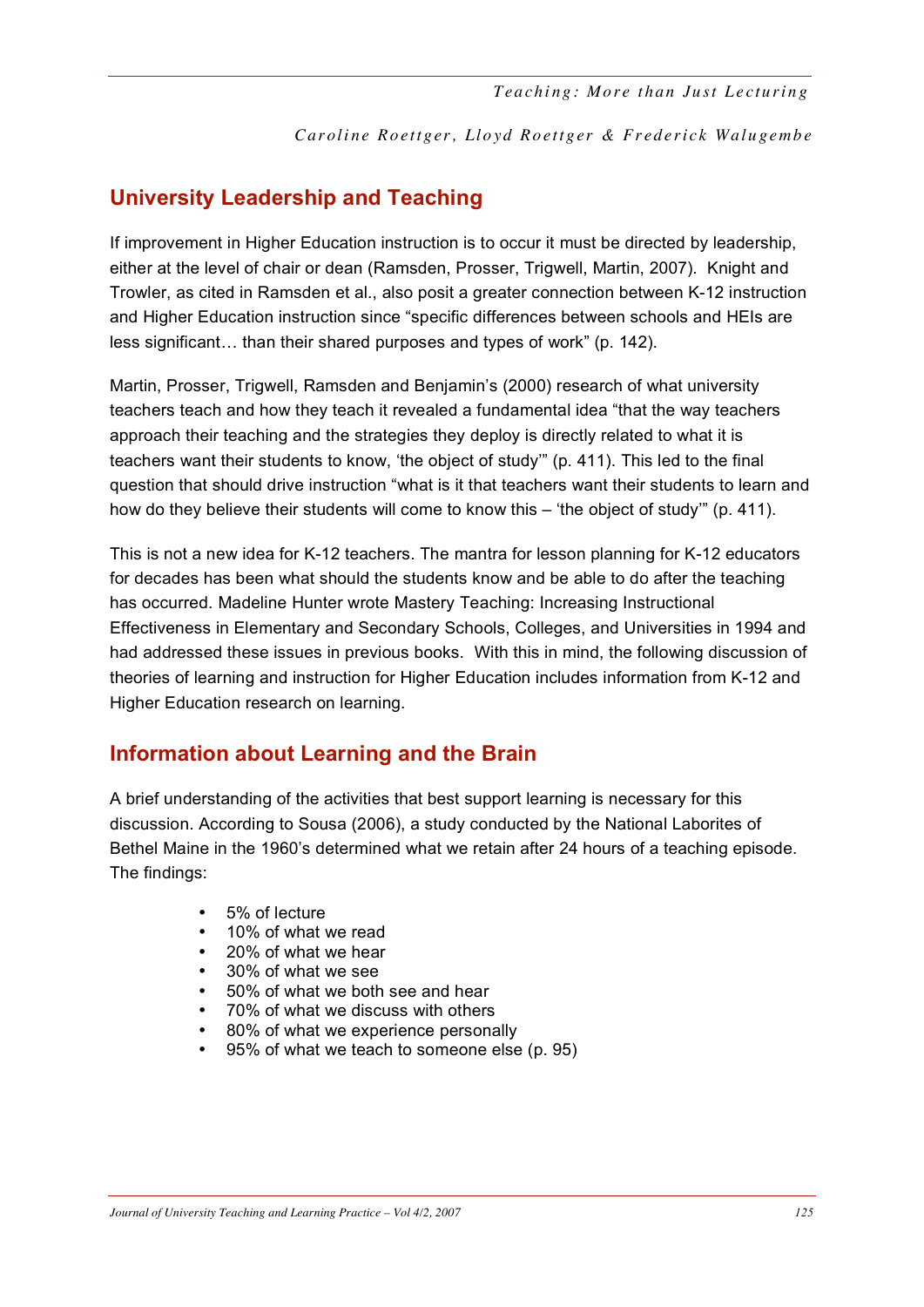## University Leadership and Teaching

If improvement in Higher Education instruction is to occur it must be directed by leadership, either at the level of chair or dean (Ramsden, Prosser, Trigwell, Martin, 2007). Knight and Trowler, as cited in Ramsden et al., also posit a greater connection between K-12 instruction and Higher Education instruction since "specific differences between schools and HEIs are less significant… than their shared purposes and types of work" (p. 142).

Martin, Prosser, Trigwell, Ramsden and Benjamin's (2000) research of what university teachers teach and how they teach it revealed a fundamental idea "that the way teachers approach their teaching and the strategies they deploy is directly related to what it is teachers want their students to know, 'the object of study'" (p. 411). This led to the final question that should drive instruction "what is it that teachers want their students to learn and how do they believe their students will come to know this – 'the object of study'" (p. 411).

This is not a new idea for K-12 teachers. The mantra for lesson planning for K-12 educators for decades has been what should the students know and be able to do after the teaching has occurred. Madeline Hunter wrote Mastery Teaching: Increasing Instructional Effectiveness in Elementary and Secondary Schools, Colleges, and Universities in 1994 and had addressed these issues in previous books. With this in mind, the following discussion of theories of learning and instruction for Higher Education includes information from K-12 and Higher Education research on learning.

## Information about Learning and the Brain

A brief understanding of the activities that best support learning is necessary for this discussion. According to Sousa (2006), a study conducted by the National Laborites of Bethel Maine in the 1960's determined what we retain after 24 hours of a teaching episode. The findings:

- 5% of lecture
- 10% of what we read
- 20% of what we hear
- 30% of what we see
- 50% of what we both see and hear
- 70% of what we discuss with others
- 80% of what we experience personally
- 95% of what we teach to someone else (p. 95)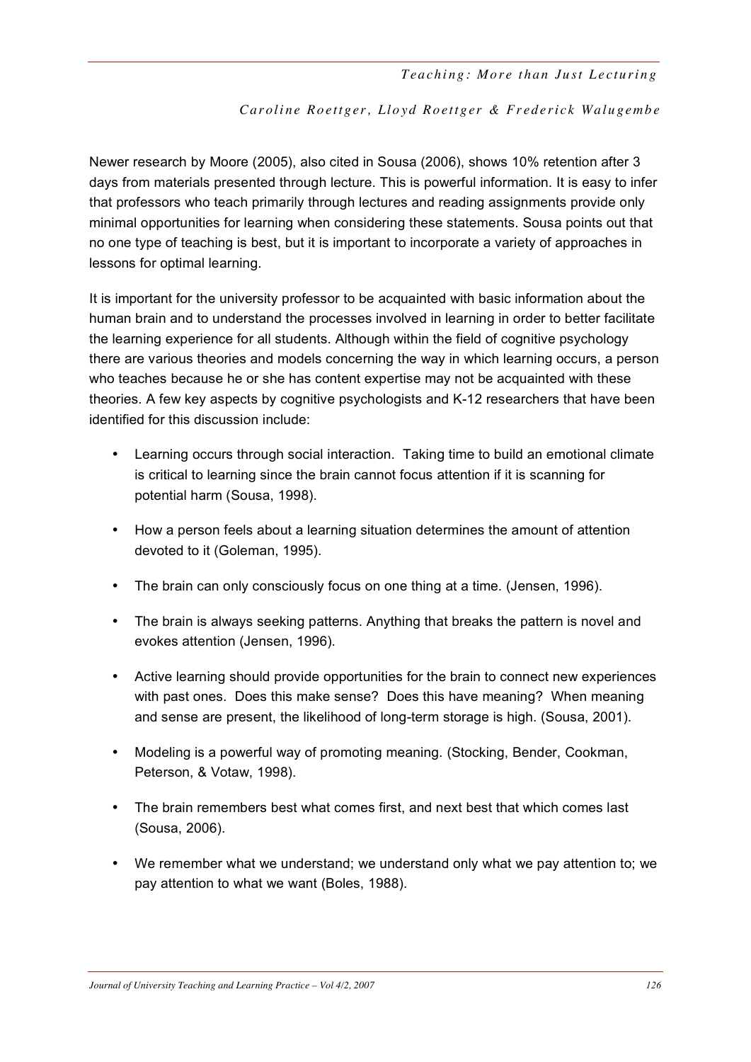Newer research by Moore (2005), also cited in Sousa (2006), shows 10% retention after 3 days from materials presented through lecture. This is powerful information. It is easy to infer that professors who teach primarily through lectures and reading assignments provide only minimal opportunities for learning when considering these statements. Sousa points out that no one type of teaching is best, but it is important to incorporate a variety of approaches in lessons for optimal learning.

It is important for the university professor to be acquainted with basic information about the human brain and to understand the processes involved in learning in order to better facilitate the learning experience for all students. Although within the field of cognitive psychology there are various theories and models concerning the way in which learning occurs, a person who teaches because he or she has content expertise may not be acquainted with these theories. A few key aspects by cognitive psychologists and K-12 researchers that have been identified for this discussion include:

- Learning occurs through social interaction. Taking time to build an emotional climate is critical to learning since the brain cannot focus attention if it is scanning for potential harm (Sousa, 1998).
- How a person feels about a learning situation determines the amount of attention devoted to it (Goleman, 1995).
- The brain can only consciously focus on one thing at a time. (Jensen, 1996).
- The brain is always seeking patterns. Anything that breaks the pattern is novel and evokes attention (Jensen, 1996).
- Active learning should provide opportunities for the brain to connect new experiences with past ones. Does this make sense? Does this have meaning? When meaning and sense are present, the likelihood of long-term storage is high. (Sousa, 2001).
- Modeling is a powerful way of promoting meaning. (Stocking, Bender, Cookman, Peterson, & Votaw, 1998).
- The brain remembers best what comes first, and next best that which comes last (Sousa, 2006).
- We remember what we understand; we understand only what we pay attention to; we pay attention to what we want (Boles, 1988).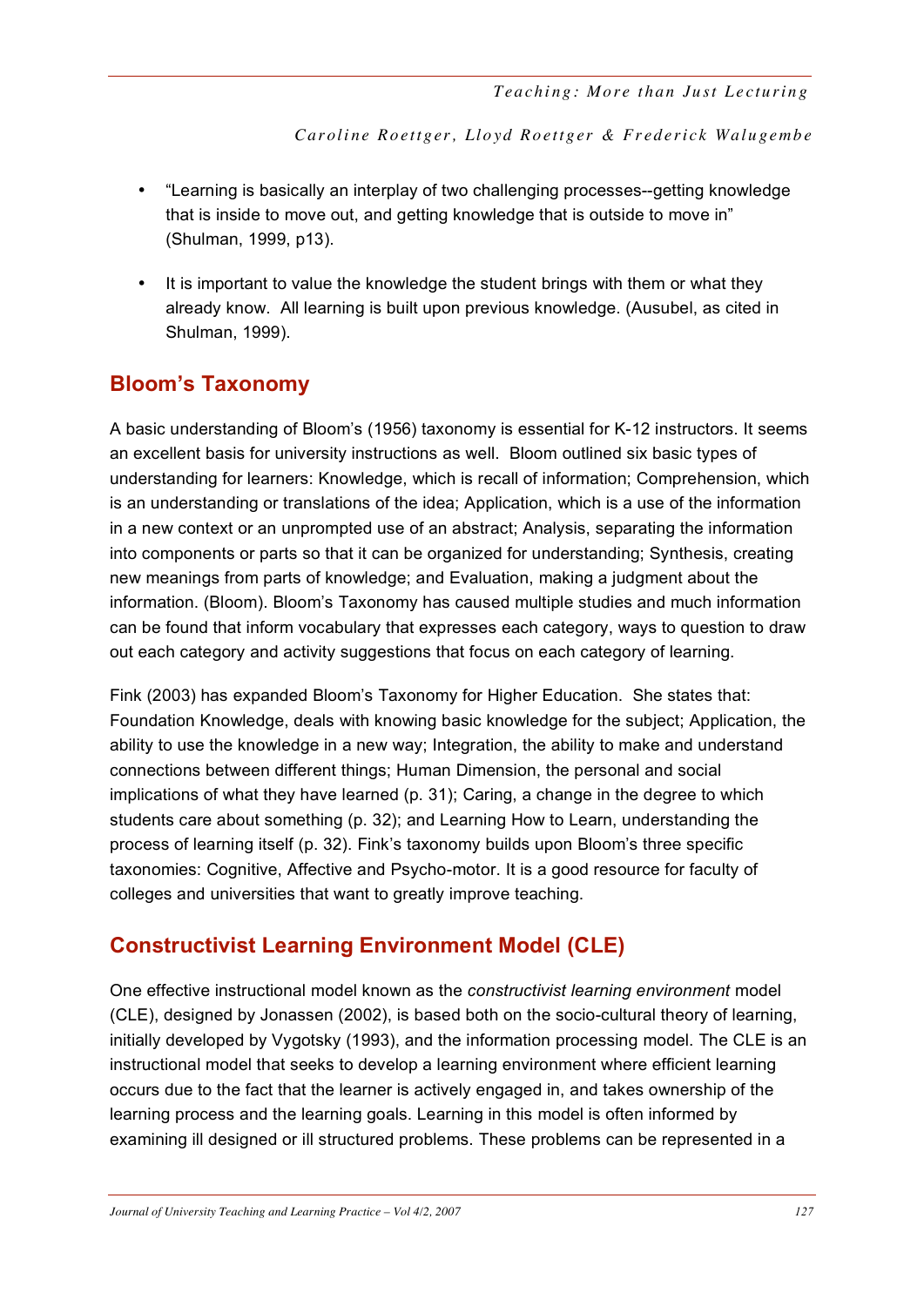- "Learning is basically an interplay of two challenging processes--getting knowledge that is inside to move out, and getting knowledge that is outside to move in" (Shulman, 1999, p13).

- It is important to value the knowledge the student brings with them or what they already know. All learning is built upon previous knowledge. (Ausubel, as cited in Shulman, 1999).

## Bloom's Taxonomy

A basic understanding of Bloom's (1956) taxonomy is essential for K-12 instructors. It seems an excellent basis for university instructions as well. Bloom outlined six basic types of understanding for learners: Knowledge, which is recall of information; Comprehension, which is an understanding or translations of the idea; Application, which is a use of the information in a new context or an unprompted use of an abstract; Analysis, separating the information into components or parts so that it can be organized for understanding; Synthesis, creating new meanings from parts of knowledge; and Evaluation, making a judgment about the information. (Bloom). Bloom's Taxonomy has caused multiple studies and much information can be found that inform vocabulary that expresses each category, ways to question to draw out each category and activity suggestions that focus on each category of learning.

Fink (2003) has expanded Bloom's Taxonomy for Higher Education. She states that: Foundation Knowledge, deals with knowing basic knowledge for the subject; Application, the ability to use the knowledge in a new way; Integration, the ability to make and understand connections between different things; Human Dimension, the personal and social implications of what they have learned (p. 31); Caring, a change in the degree to which students care about something (p. 32); and Learning How to Learn, understanding the process of learning itself (p. 32). Fink's taxonomy builds upon Bloom's three specific taxonomies: Cognitive, Affective and Psycho-motor. It is a good resource for faculty of colleges and universities that want to greatly improve teaching.

## Constructivist Learning Environment Model (CLE)

One effective instructional model known as the *constructivist learning environment* model (CLE), designed by Jonassen (2002), is based both on the socio-cultural theory of learning, initially developed by Vygotsky (1993), and the information processing model. The CLE is an instructional model that seeks to develop a learning environment where efficient learning occurs due to the fact that the learner is actively engaged in, and takes ownership of the learning process and the learning goals. Learning in this model is often informed by examining ill designed or ill structured problems. These problems can be represented in a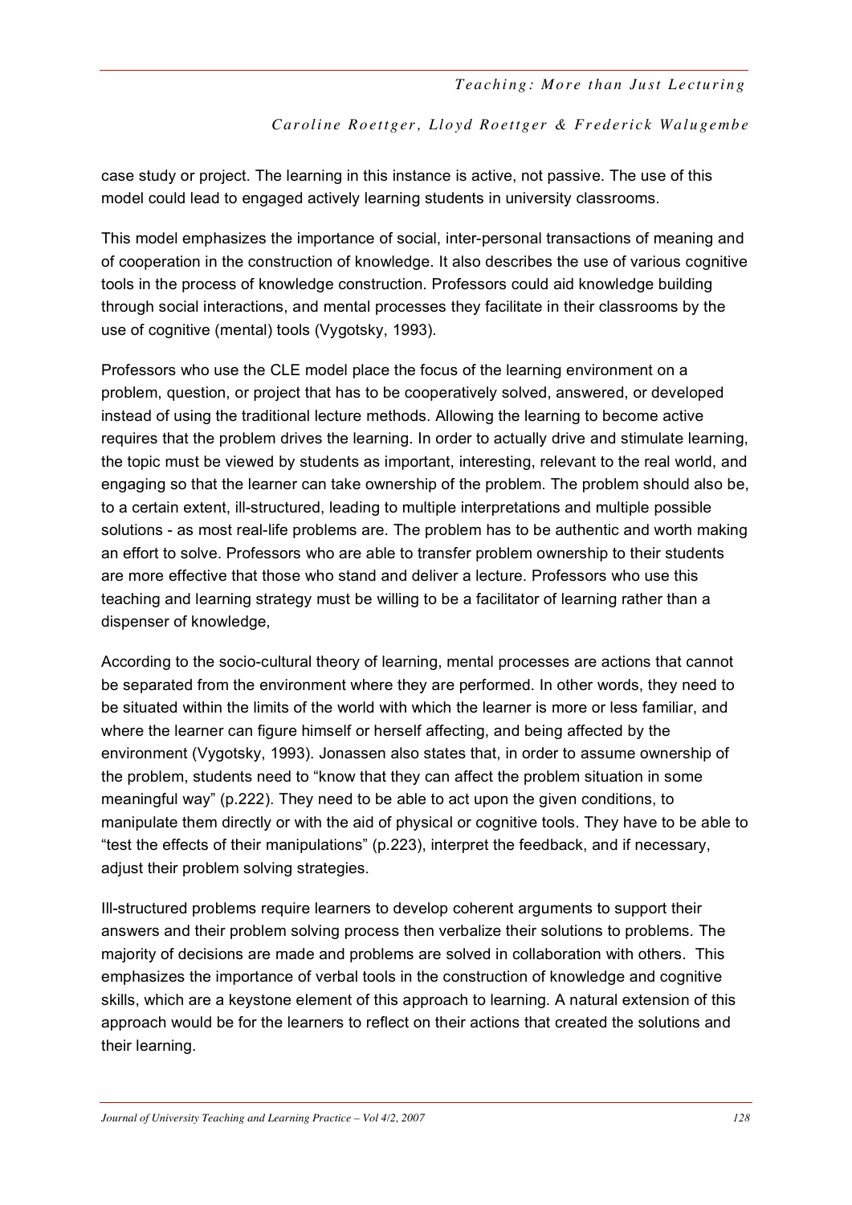case study or project. The learning in this instance is active, not passive. The use of this model could lead to engaged actively learning students in university classrooms.

This model emphasizes the importance of social, inter-personal transactions of meaning and of cooperation in the construction of knowledge. It also describes the use of various cognitive tools in the process of knowledge construction. Professors could aid knowledge building through social interactions, and mental processes they facilitate in their classrooms by the use of cognitive (mental) tools (Vygotsky, 1993).

Professors who use the CLE model place the focus of the learning environment on a problem, question, or project that has to be cooperatively solved, answered, or developed instead of using the traditional lecture methods. Allowing the learning to become active requires that the problem drives the learning. In order to actually drive and stimulate learning, the topic must be viewed by students as important, interesting, relevant to the real world, and engaging so that the learner can take ownership of the problem. The problem should also be, to a certain extent, ill-structured, leading to multiple interpretations and multiple possible solutions - as most real-life problems are. The problem has to be authentic and worth making an effort to solve. Professors who are able to transfer problem ownership to their students are more effective that those who stand and deliver a lecture. Professors who use this teaching and learning strategy must be willing to be a facilitator of learning rather than a dispenser of knowledge,

According to the socio-cultural theory of learning, mental processes are actions that cannot be separated from the environment where they are performed. In other words, they need to be situated within the limits of the world with which the learner is more or less familiar, and where the learner can figure himself or herself affecting, and being affected by the environment (Vygotsky, 1993). Jonassen also states that, in order to assume ownership of the problem, students need to "know that they can affect the problem situation in some meaningful way" (p.222). They need to be able to act upon the given conditions, to manipulate them directly or with the aid of physical or cognitive tools. They have to be able to "test the effects of their manipulations" (p.223), interpret the feedback, and if necessary, adjust their problem solving strategies.

Ill-structured problems require learners to develop coherent arguments to support their answers and their problem solving process then verbalize their solutions to problems. The majority of decisions are made and problems are solved in collaboration with others. This emphasizes the importance of verbal tools in the construction of knowledge and cognitive skills, which are a keystone element of this approach to learning. A natural extension of this approach would be for the learners to reflect on their actions that created the solutions and their learning.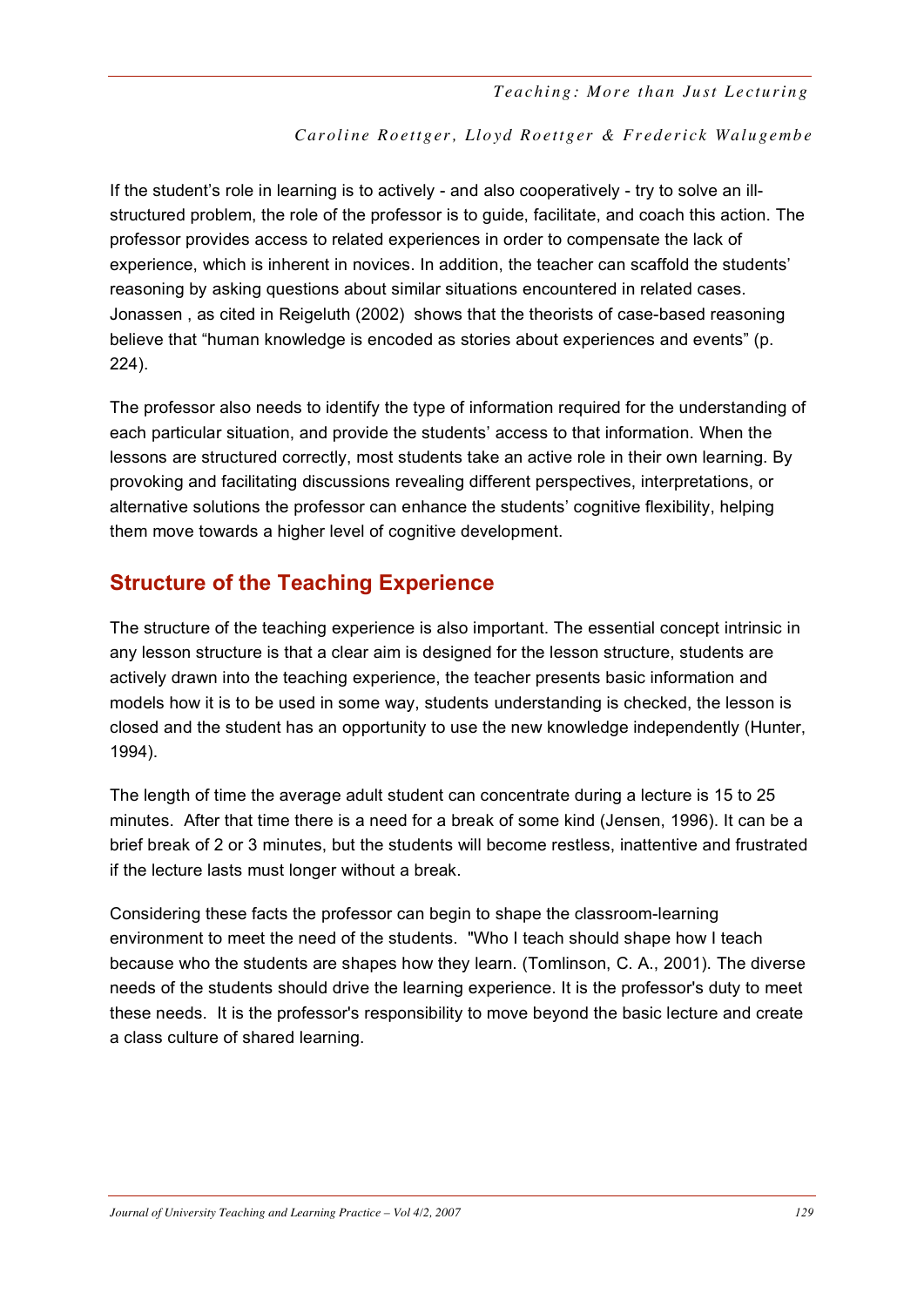If the student's role in learning is to actively - and also cooperatively - try to solve an ill-structured problem, the role of the professor is to guide, facilitate, and coach this action. The professor provides access to related experiences in order to compensate the lack of experience, which is inherent in novices. In addition, the teacher can scaffold the students' reasoning by asking questions about similar situations encountered in related cases. Jonassen , as cited in Reigeluth (2002) shows that the theorists of case-based reasoning believe that "human knowledge is encoded as stories about experiences and events" (p. 224).

The professor also needs to identify the type of information required for the understanding of each particular situation, and provide the students' access to that information. When the lessons are structured correctly, most students take an active role in their own learning. By provoking and facilitating discussions revealing different perspectives, interpretations, or alternative solutions the professor can enhance the students' cognitive flexibility, helping them move towards a higher level of cognitive development.

## Structure of the Teaching Experience

The structure of the teaching experience is also important. The essential concept intrinsic in any lesson structure is that a clear aim is designed for the lesson structure, students are actively drawn into the teaching experience, the teacher presents basic information and models how it is to be used in some way, students understanding is checked, the lesson is closed and the student has an opportunity to use the new knowledge independently (Hunter, 1994).

The length of time the average adult student can concentrate during a lecture is 15 to 25 minutes. After that time there is a need for a break of some kind (Jensen, 1996). It can be a brief break of 2 or 3 minutes, but the students will become restless, inattentive and frustrated if the lecture lasts must longer without a break.

Considering these facts the professor can begin to shape the classroom-learning environment to meet the need of the students. "Who I teach should shape how I teach because who the students are shapes how they learn. (Tomlinson, C. A., 2001). The diverse needs of the students should drive the learning experience. It is the professor's duty to meet these needs. It is the professor's responsibility to move beyond the basic lecture and create a class culture of shared learning.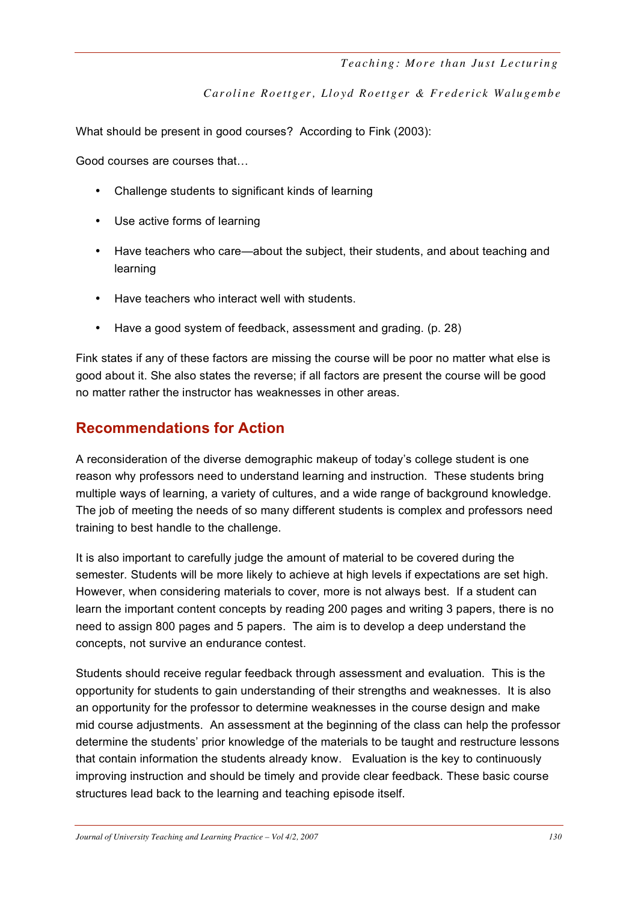What should be present in good courses? According to Fink (2003):

Good courses are courses that…

- Challenge students to significant kinds of learning
- Use active forms of learning
- Have teachers who care—about the subject, their students, and about teaching and learning
- Have teachers who interact well with students.
- Have a good system of feedback, assessment and grading. (p. 28)

Fink states if any of these factors are missing the course will be poor no matter what else is good about it. She also states the reverse; if all factors are present the course will be good no matter rather the instructor has weaknesses in other areas.

## Recommendations for Action

A reconsideration of the diverse demographic makeup of today's college student is one reason why professors need to understand learning and instruction. These students bring multiple ways of learning, a variety of cultures, and a wide range of background knowledge. The job of meeting the needs of so many different students is complex and professors need training to best handle to the challenge.

It is also important to carefully judge the amount of material to be covered during the semester. Students will be more likely to achieve at high levels if expectations are set high. However, when considering materials to cover, more is not always best. If a student can learn the important content concepts by reading 200 pages and writing 3 papers, there is no need to assign 800 pages and 5 papers. The aim is to develop a deep understand the concepts, not survive an endurance contest.

Students should receive regular feedback through assessment and evaluation. This is the opportunity for students to gain understanding of their strengths and weaknesses. It is also an opportunity for the professor to determine weaknesses in the course design and make mid course adjustments. An assessment at the beginning of the class can help the professor determine the students' prior knowledge of the materials to be taught and restructure lessons that contain information the students already know. Evaluation is the key to continuously improving instruction and should be timely and provide clear feedback. These basic course structures lead back to the learning and teaching episode itself.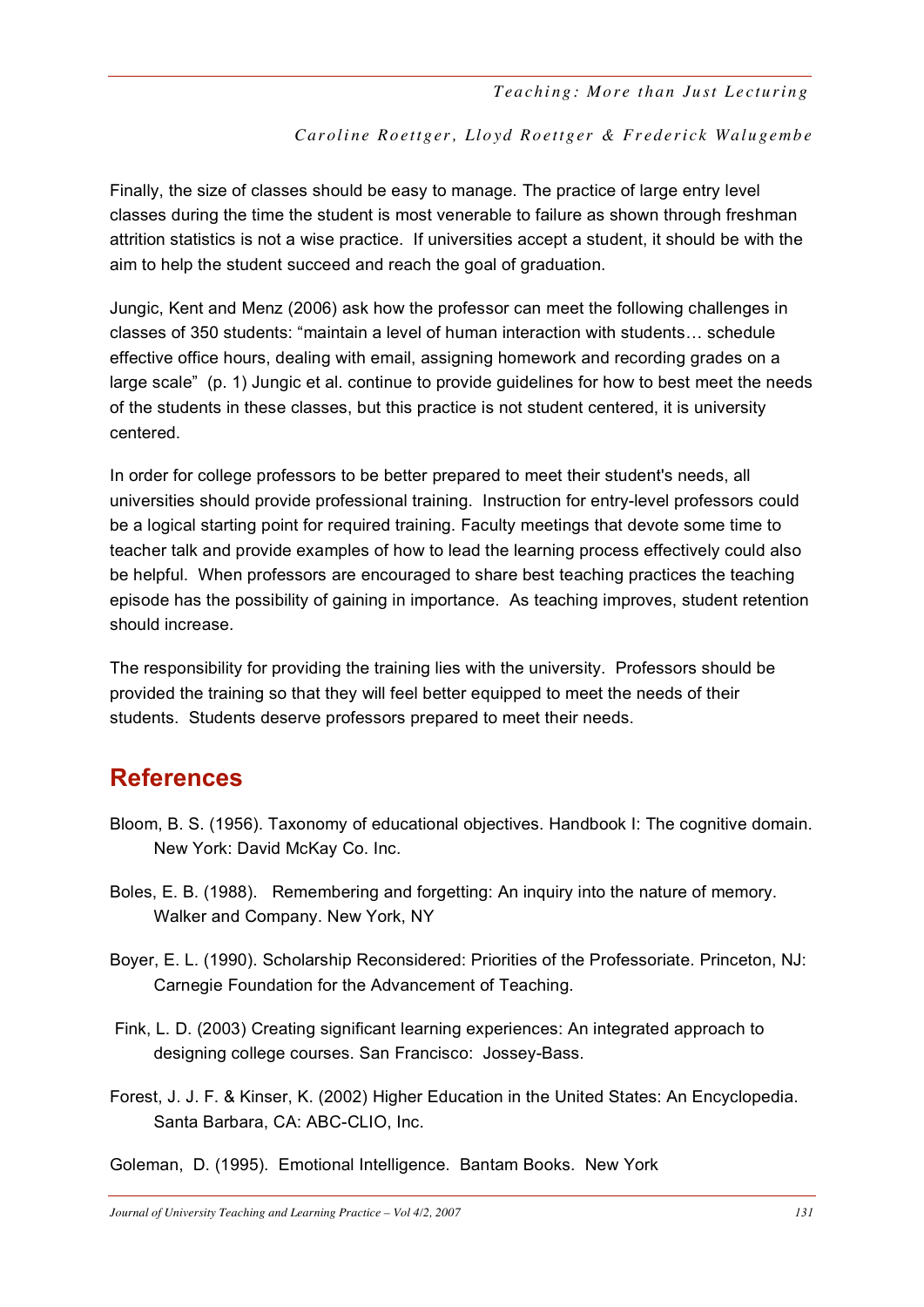Finally, the size of classes should be easy to manage. The practice of large entry level classes during the time the student is most venerable to failure as shown through freshman attrition statistics is not a wise practice. If universities accept a student, it should be with the aim to help the student succeed and reach the goal of graduation.

Jungic, Kent and Menz (2006) ask how the professor can meet the following challenges in classes of 350 students: "maintain a level of human interaction with students… schedule effective office hours, dealing with email, assigning homework and recording grades on a large scale" (p. 1) Jungic et al. continue to provide guidelines for how to best meet the needs of the students in these classes, but this practice is not student centered, it is university centered.

In order for college professors to be better prepared to meet their student's needs, all universities should provide professional training. Instruction for entry-level professors could be a logical starting point for required training. Faculty meetings that devote some time to teacher talk and provide examples of how to lead the learning process effectively could also be helpful. When professors are encouraged to share best teaching practices the teaching episode has the possibility of gaining in importance. As teaching improves, student retention should increase.

The responsibility for providing the training lies with the university. Professors should be provided the training so that they will feel better equipped to meet the needs of their students. Students deserve professors prepared to meet their needs.

## References

Bloom, B. S. (1956). Taxonomy of educational objectives. Handbook I: The cognitive domain. New York: David McKay Co. Inc.

Boles, E. B. (1988). Remembering and forgetting: An inquiry into the nature of memory. Walker and Company. New York, NY

Boyer, E. L. (1990). Scholarship Reconsidered: Priorities of the Professoriate. Princeton, NJ: Carnegie Foundation for the Advancement of Teaching.

Fink, L. D. (2003) Creating significant learning experiences: An integrated approach to designing college courses. San Francisco: Jossey-Bass.

Forest, J. J. F. & Kinser, K. (2002) Higher Education in the United States: An Encyclopedia. Santa Barbara, CA: ABC-CLIO, Inc.

Goleman, D. (1995). Emotional Intelligence. Bantam Books. New York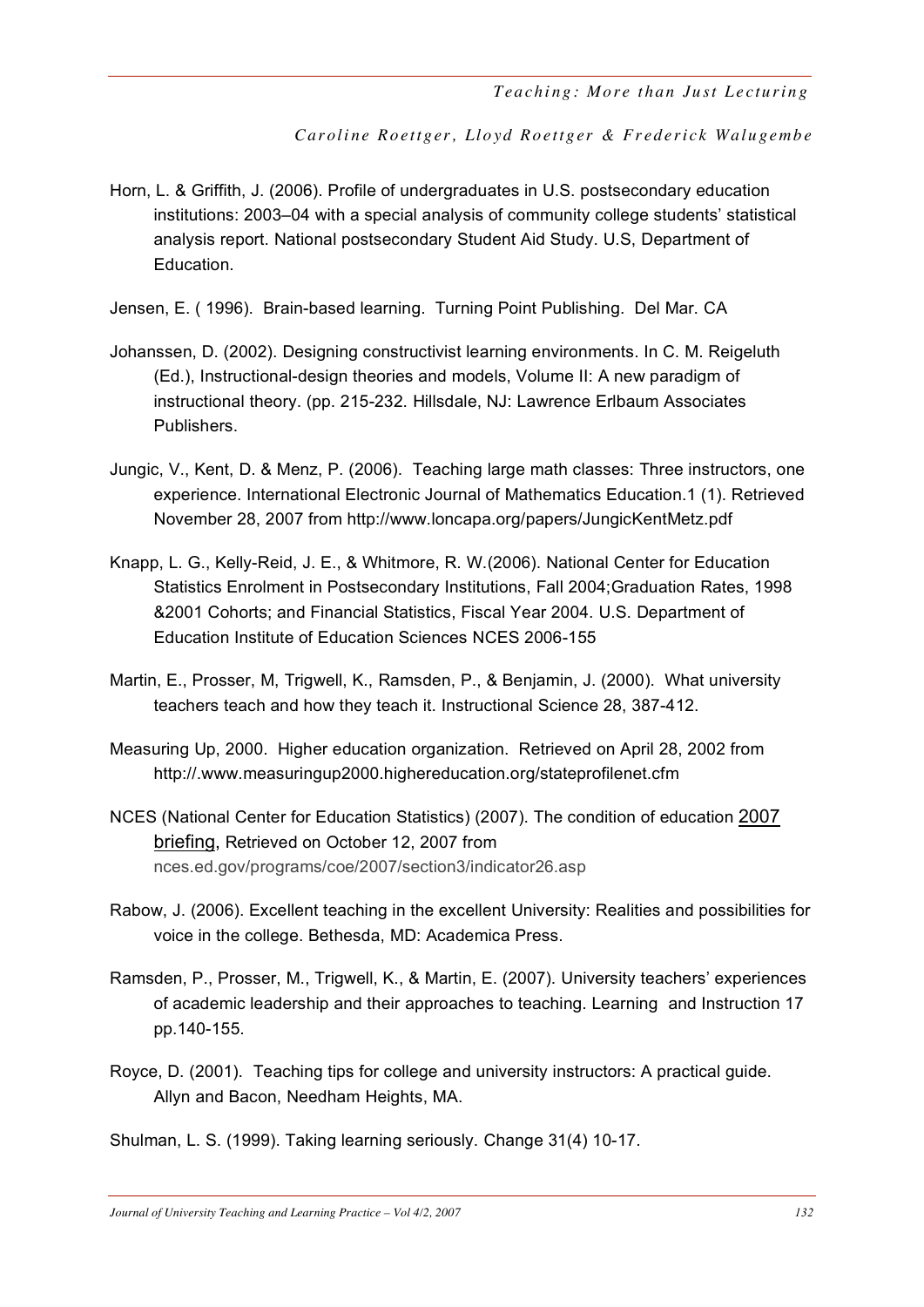Horn, L. & Griffith, J. (2006). Profile of undergraduates in U.S. postsecondary education institutions: 2003–04 with a special analysis of community college students' statistical analysis report. National postsecondary Student Aid Study. U.S, Department of Education.

Jensen, E. ( 1996). Brain-based learning. Turning Point Publishing. Del Mar. CA

Johanssen, D. (2002). Designing constructivist learning environments. In C. M. Reigeluth (Ed.), Instructional-design theories and models, Volume II: A new paradigm of instructional theory. (pp. 215-232. Hillsdale, NJ: Lawrence Erlbaum Associates Publishers.

Jungic, V., Kent, D. & Menz, P. (2006). Teaching large math classes: Three instructors, one experience. International Electronic Journal of Mathematics Education.1 (1). Retrieved November 28, 2007 from http://www.loncapa.org/papers/JungicKentMetz.pdf

Knapp, L. G., Kelly-Reid, J. E., & Whitmore, R. W.(2006). National Center for Education Statistics Enrolment in Postsecondary Institutions, Fall 2004;Graduation Rates, 1998 &2001 Cohorts; and Financial Statistics, Fiscal Year 2004. U.S. Department of Education Institute of Education Sciences NCES 2006-155

Martin, E., Prosser, M, Trigwell, K., Ramsden, P., & Benjamin, J. (2000). What university teachers teach and how they teach it. Instructional Science 28, 387-412.

Measuring Up, 2000. Higher education organization. Retrieved on April 28, 2002 from http://.www.measuringup2000.highereducation.org/stateprofilenet.cfm

NCES (National Center for Education Statistics) (2007). The condition of education 2007 briefing, Retrieved on October 12, 2007 from nces.ed.gov/programs/coe/2007/section3/indicator26.asp

Rabow, J. (2006). Excellent teaching in the excellent University: Realities and possibilities for voice in the college. Bethesda, MD: Academica Press.

Ramsden, P., Prosser, M., Trigwell, K., & Martin, E. (2007). University teachers' experiences of academic leadership and their approaches to teaching. Learning and Instruction 17 pp.140-155.

Royce, D. (2001). Teaching tips for college and university instructors: A practical guide. Allyn and Bacon, Needham Heights, MA.

Shulman, L. S. (1999). Taking learning seriously. Change 31(4) 10-17.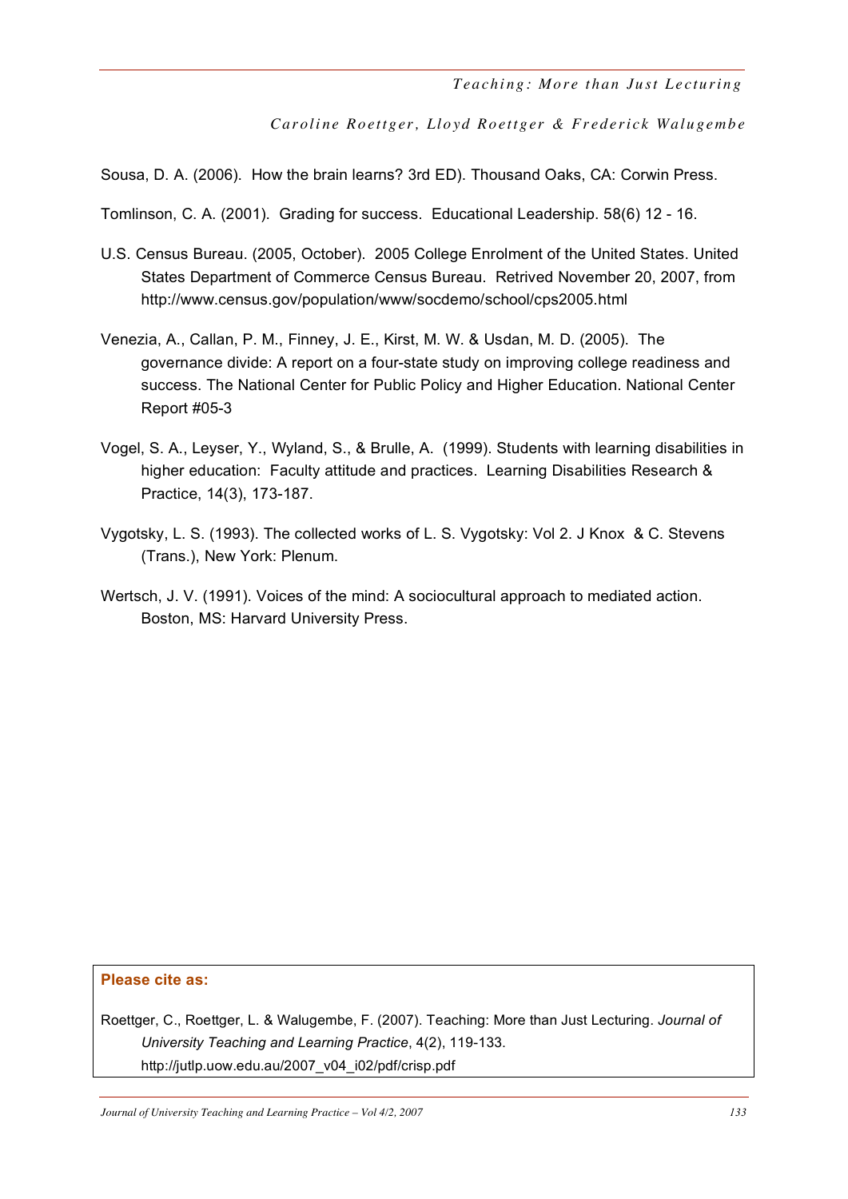Sousa, D. A. (2006). How the brain learns? 3rd ED). Thousand Oaks, CA: Corwin Press.

Tomlinson, C. A. (2001). Grading for success. Educational Leadership. 58(6) 12 - 16.

U.S. Census Bureau. (2005, October). 2005 College Enrolment of the United States. United States Department of Commerce Census Bureau. Retrived November 20, 2007, from http://www.census.gov/population/www/socdemo/school/cps2005.html

Venezia, A., Callan, P. M., Finney, J. E., Kirst, M. W. & Usdan, M. D. (2005). The governance divide: A report on a four-state study on improving college readiness and success. The National Center for Public Policy and Higher Education. National Center Report #05-3

Vogel, S. A., Leyser, Y., Wyland, S., & Brulle, A. (1999). Students with learning disabilities in higher education: Faculty attitude and practices. Learning Disabilities Research & Practice, 14(3), 173-187.

Vygotsky, L. S. (1993). The collected works of L. S. Vygotsky: Vol 2. J Knox & C. Stevens (Trans.), New York: Plenum.

Wertsch, J. V. (1991). Voices of the mind: A sociocultural approach to mediated action. Boston, MS: Harvard University Press.

**Please cite as:**

Roettger, C., Roettger, L. & Walugembe, F. (2007). Teaching: More than Just Lecturing. *Journal of University Teaching and Learning Practice*, 4(2), 119-133. http://jutlp.uow.edu.au/2007_v04_i02/pdf/crisp.pdf